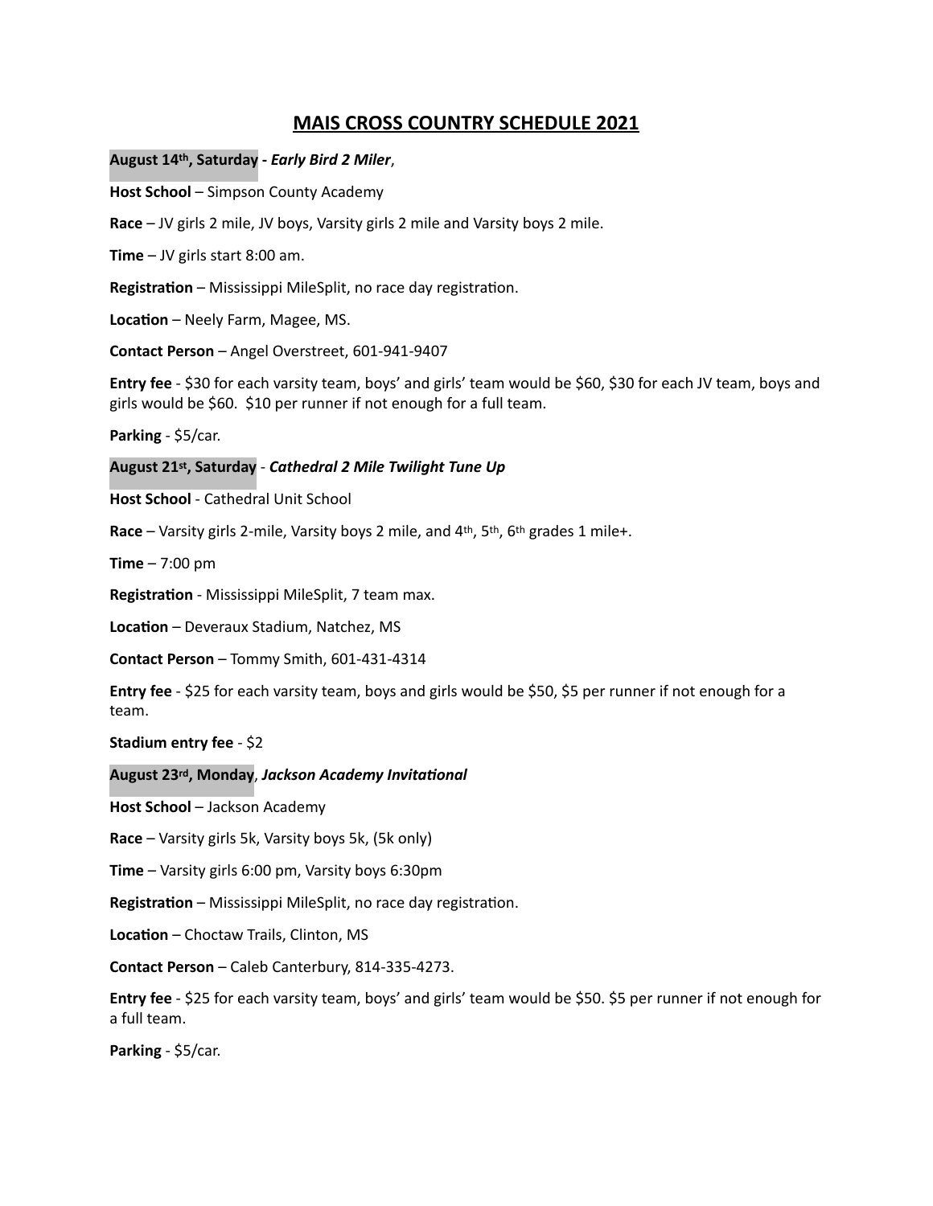# MAIS CROSS COUNTRY SCHEDULE 2021

**August 14th, Saturday -** ***Early Bird 2 Miler***,

**Host School** – Simpson County Academy

**Race** – JV girls 2 mile, JV boys, Varsity girls 2 mile and Varsity boys 2 mile.

**Time** – JV girls start 8:00 am.

**Registration** – Mississippi MileSplit, no race day registration.

**Location** – Neely Farm, Magee, MS.

**Contact Person** – Angel Overstreet, 601-941-9407

**Entry fee** - $30 for each varsity team, boys' and girls' team would be $60, $30 for each JV team, boys and girls would be $60. $10 per runner if not enough for a full team.

**Parking** - $5/car.

**August 21st, Saturday** - ***Cathedral 2 Mile Twilight Tune Up***

**Host School** - Cathedral Unit School

**Race** – Varsity girls 2-mile, Varsity boys 2 mile, and 4th, 5th, 6th grades 1 mile+.

**Time** – 7:00 pm

**Registration** - Mississippi MileSplit, 7 team max.

**Location** – Deveraux Stadium, Natchez, MS

**Contact Person** – Tommy Smith, 601-431-4314

**Entry fee** - $25 for each varsity team, boys and girls would be $50, $5 per runner if not enough for a team.

**Stadium entry fee** - $2

**August 23rd, Monday**, ***Jackson Academy Invitational***

**Host School** – Jackson Academy

**Race** – Varsity girls 5k, Varsity boys 5k, (5k only)

**Time** – Varsity girls 6:00 pm, Varsity boys 6:30pm

**Registration** – Mississippi MileSplit, no race day registration.

**Location** – Choctaw Trails, Clinton, MS

**Contact Person** – Caleb Canterbury, 814-335-4273.

**Entry fee** - $25 for each varsity team, boys' and girls' team would be $50. $5 per runner if not enough for a full team.

**Parking** - $5/car.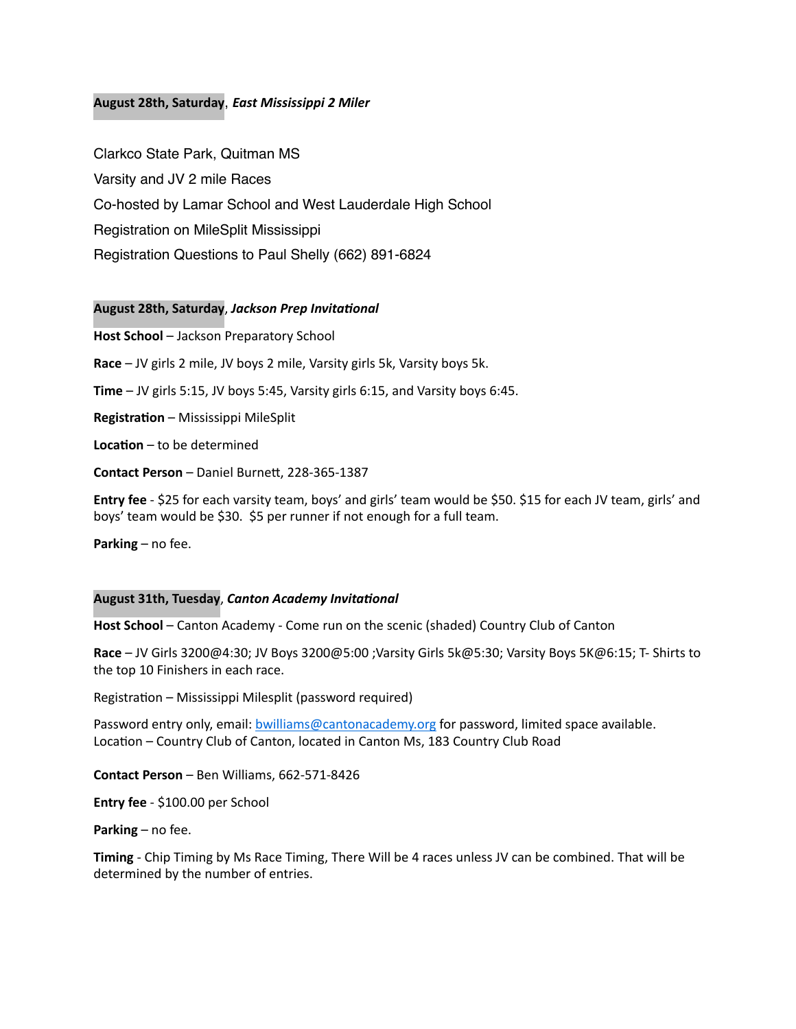**August 28th, Saturday**, ***East Mississippi 2 Miler***

Clarkco State Park, Quitman MS

Varsity and JV 2 mile Races

Co-hosted by Lamar School and West Lauderdale High School

Registration on MileSplit Mississippi

Registration Questions to Paul Shelly (662) 891-6824

**August 28th, Saturday**, ***Jackson Prep Invitational***

**Host School** – Jackson Preparatory School

**Race** – JV girls 2 mile, JV boys 2 mile, Varsity girls 5k, Varsity boys 5k.

**Time** – JV girls 5:15, JV boys 5:45, Varsity girls 6:15, and Varsity boys 6:45.

**Registration** – Mississippi MileSplit

**Location** – to be determined

**Contact Person** – Daniel Burnett, 228-365-1387

**Entry fee** - $25 for each varsity team, boys' and girls' team would be $50. $15 for each JV team, girls' and boys' team would be $30. $5 per runner if not enough for a full team.

**Parking** – no fee.

**August 31th, Tuesday**, ***Canton Academy Invitational***

**Host School** – Canton Academy - Come run on the scenic (shaded) Country Club of Canton

**Race** – JV Girls 3200@4:30; JV Boys 3200@5:00 ;Varsity Girls 5k@5:30; Varsity Boys 5K@6:15; T- Shirts to the top 10 Finishers in each race.

Registration – Mississippi Milesplit (password required)

Password entry only, email: bwilliams@cantonacademy.org for password, limited space available.
Location – Country Club of Canton, located in Canton Ms, 183 Country Club Road

**Contact Person** – Ben Williams, 662-571-8426

**Entry fee** - $100.00 per School

**Parking** – no fee.

**Timing** - Chip Timing by Ms Race Timing, There Will be 4 races unless JV can be combined. That will be determined by the number of entries.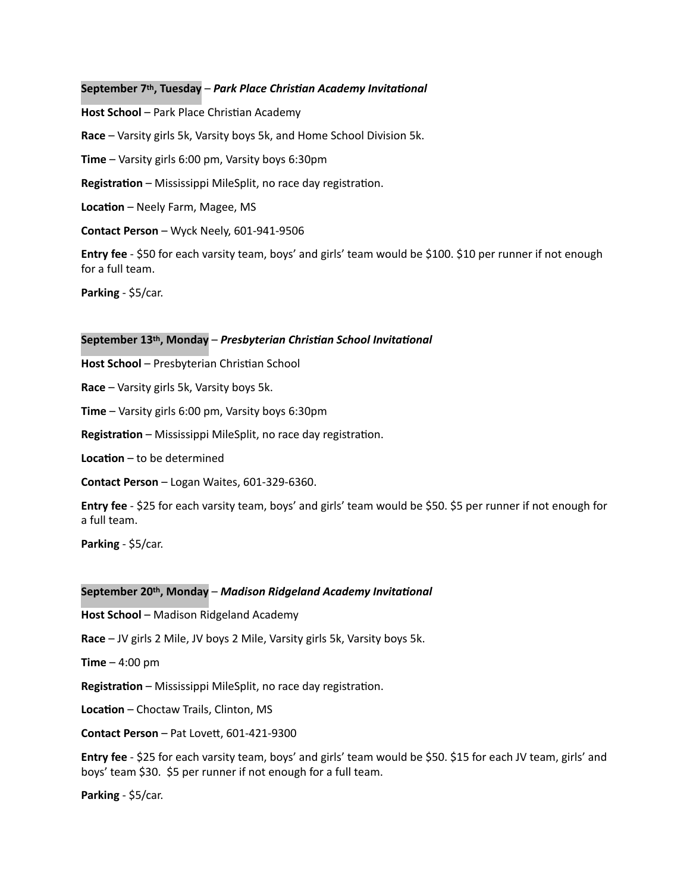**September 7th, Tuesday** – ***Park Place Christian Academy Invitational***

**Host School** – Park Place Christian Academy

**Race** – Varsity girls 5k, Varsity boys 5k, and Home School Division 5k.

**Time** – Varsity girls 6:00 pm, Varsity boys 6:30pm

**Registration** – Mississippi MileSplit, no race day registration.

**Location** – Neely Farm, Magee, MS

**Contact Person** – Wyck Neely, 601-941-9506

**Entry fee** - $50 for each varsity team, boys' and girls' team would be $100. $10 per runner if not enough for a full team.

**Parking** - $5/car.

**September 13th, Monday** – ***Presbyterian Christian School Invitational***

**Host School** – Presbyterian Christian School

**Race** – Varsity girls 5k, Varsity boys 5k.

**Time** – Varsity girls 6:00 pm, Varsity boys 6:30pm

**Registration** – Mississippi MileSplit, no race day registration.

**Location** – to be determined

**Contact Person** – Logan Waites, 601-329-6360.

**Entry fee** - $25 for each varsity team, boys' and girls' team would be $50. $5 per runner if not enough for a full team.

**Parking** - $5/car.

**September 20th, Monday** – ***Madison Ridgeland Academy Invitational***

**Host School** – Madison Ridgeland Academy

**Race** – JV girls 2 Mile, JV boys 2 Mile, Varsity girls 5k, Varsity boys 5k.

**Time** – 4:00 pm

**Registration** – Mississippi MileSplit, no race day registration.

**Location** – Choctaw Trails, Clinton, MS

**Contact Person** – Pat Lovett, 601-421-9300

**Entry fee** - $25 for each varsity team, boys' and girls' team would be $50. $15 for each JV team, girls' and boys' team $30. $5 per runner if not enough for a full team.

**Parking** - $5/car.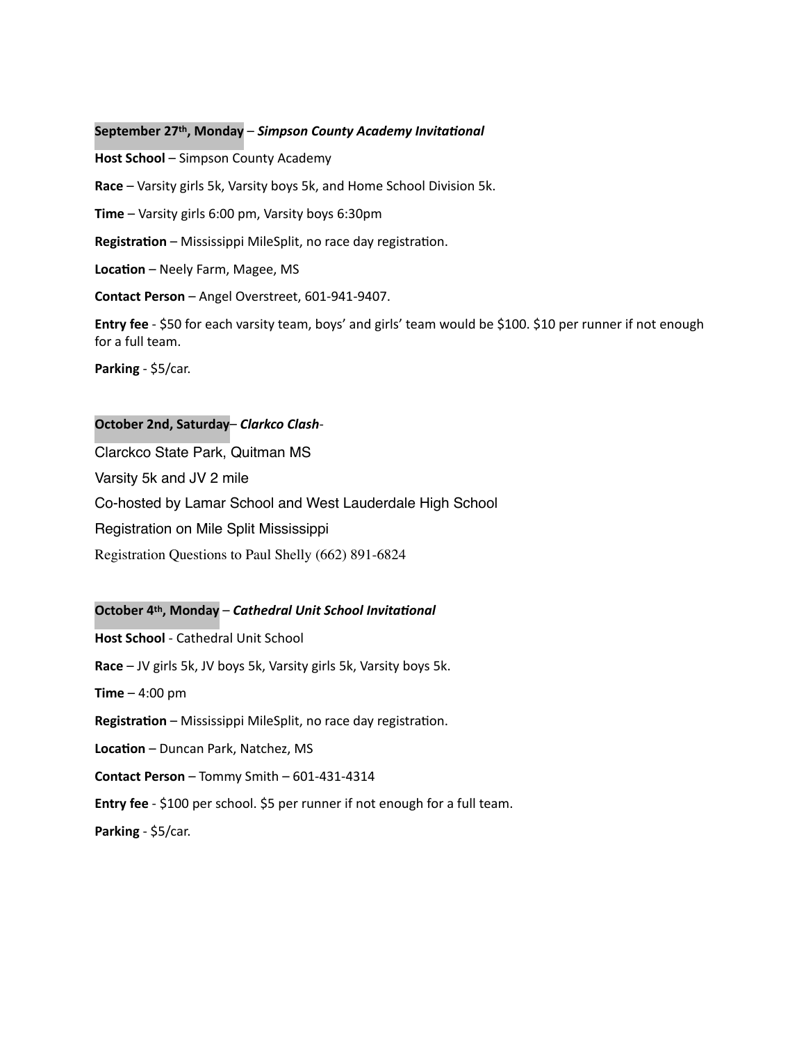**September 27th, Monday** – ***Simpson County Academy Invitational***

**Host School** – Simpson County Academy

**Race** – Varsity girls 5k, Varsity boys 5k, and Home School Division 5k.

**Time** – Varsity girls 6:00 pm, Varsity boys 6:30pm

**Registration** – Mississippi MileSplit, no race day registration.

**Location** – Neely Farm, Magee, MS

**Contact Person** – Angel Overstreet, 601-941-9407.

**Entry fee** - $50 for each varsity team, boys' and girls' team would be $100. $10 per runner if not enough for a full team.

**Parking** - $5/car.

**October 2nd, Saturday**– ***Clarkco Clash***-

Clarckco State Park, Quitman MS

Varsity 5k and JV 2 mile

Co-hosted by Lamar School and West Lauderdale High School

Registration on Mile Split Mississippi

Registration Questions to Paul Shelly (662) 891-6824

**October 4th, Monday** – ***Cathedral Unit School Invitational***

**Host School** - Cathedral Unit School

**Race** – JV girls 5k, JV boys 5k, Varsity girls 5k, Varsity boys 5k.

**Time** – 4:00 pm

**Registration** – Mississippi MileSplit, no race day registration.

**Location** – Duncan Park, Natchez, MS

**Contact Person** – Tommy Smith – 601-431-4314

**Entry fee** - $100 per school. $5 per runner if not enough for a full team.

**Parking** - $5/car.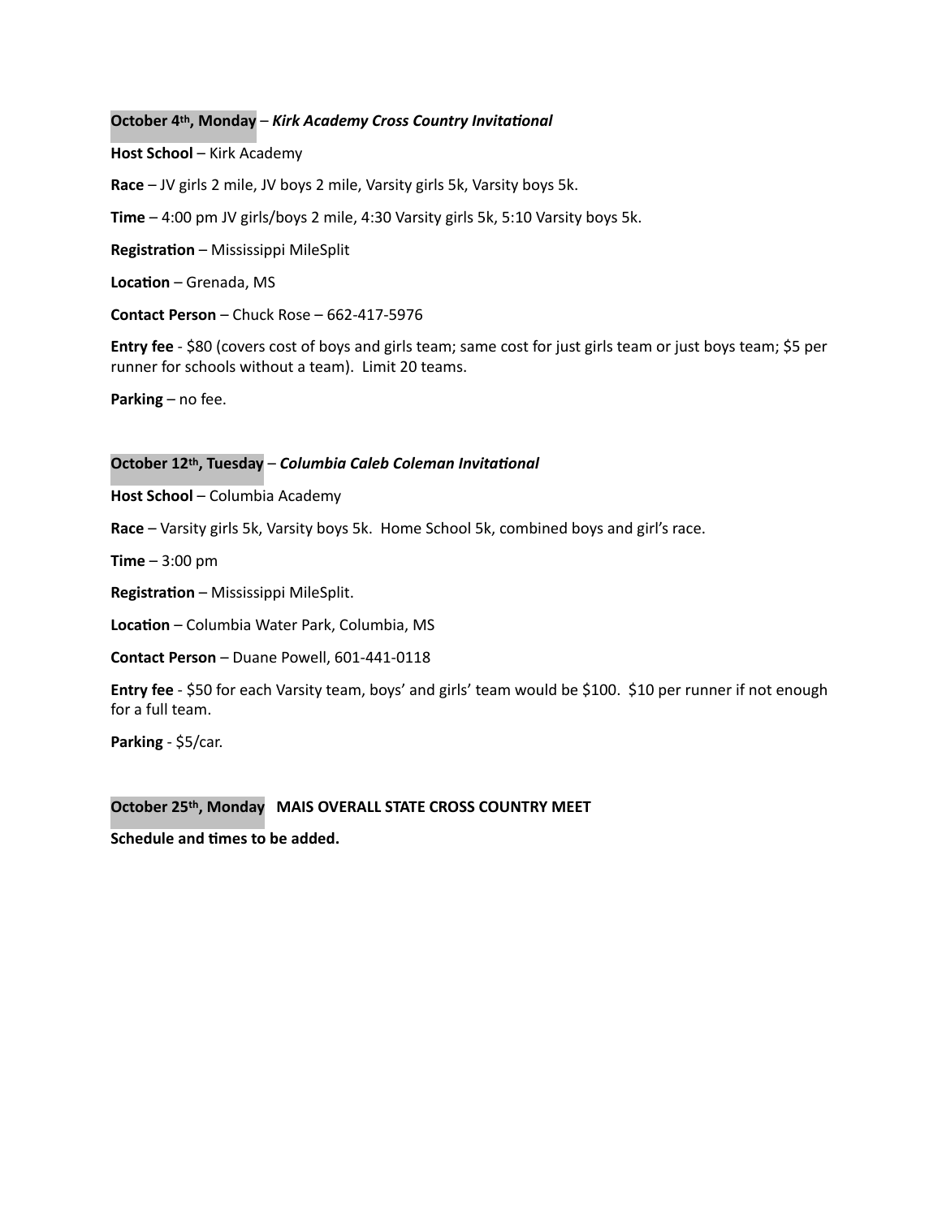**October 4th, Monday** – ***Kirk Academy Cross Country Invitational***

**Host School** – Kirk Academy

**Race** – JV girls 2 mile, JV boys 2 mile, Varsity girls 5k, Varsity boys 5k.

**Time** – 4:00 pm JV girls/boys 2 mile, 4:30 Varsity girls 5k, 5:10 Varsity boys 5k.

**Registration** – Mississippi MileSplit

**Location** – Grenada, MS

**Contact Person** – Chuck Rose – 662-417-5976

**Entry fee** - $80 (covers cost of boys and girls team; same cost for just girls team or just boys team; $5 per runner for schools without a team). Limit 20 teams.

**Parking** – no fee.

**October 12th, Tuesday** – ***Columbia Caleb Coleman Invitational***

**Host School** – Columbia Academy

**Race** – Varsity girls 5k, Varsity boys 5k. Home School 5k, combined boys and girl's race.

**Time** – 3:00 pm

**Registration** – Mississippi MileSplit.

**Location** – Columbia Water Park, Columbia, MS

**Contact Person** – Duane Powell, 601-441-0118

**Entry fee** - $50 for each Varsity team, boys' and girls' team would be $100. $10 per runner if not enough for a full team.

**Parking** - $5/car.

**October 25th, Monday MAIS OVERALL STATE CROSS COUNTRY MEET**

**Schedule and times to be added.**